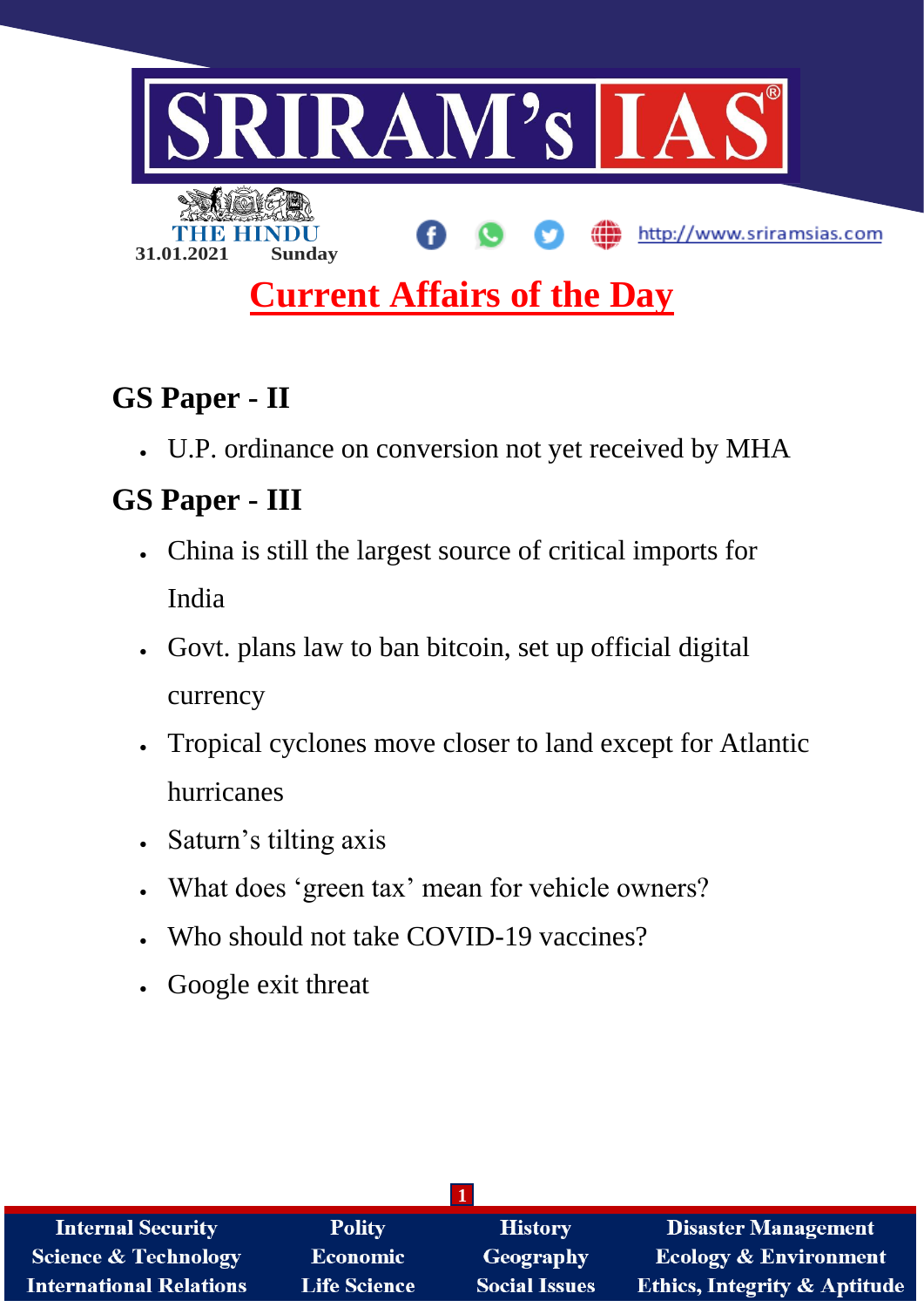# SRIRAM's IAS

THE HINDU

31.01.2021 Sunday

http://www.sriramsias.com

## Current Affairs of the Day

### GS Paper - II

- U.P. ordinance on conversion not yet received by MHA

### GS Paper - III

- China is still the largest source of critical imports for India
- Govt. plans law to ban bitcoin, set up official digital currency
- Tropical cyclones move closer to land except for Atlantic hurricanes
- Saturn's tilting axis
- What does 'green tax' mean for vehicle owners?
- Who should not take COVID-19 vaccines?
- Google exit threat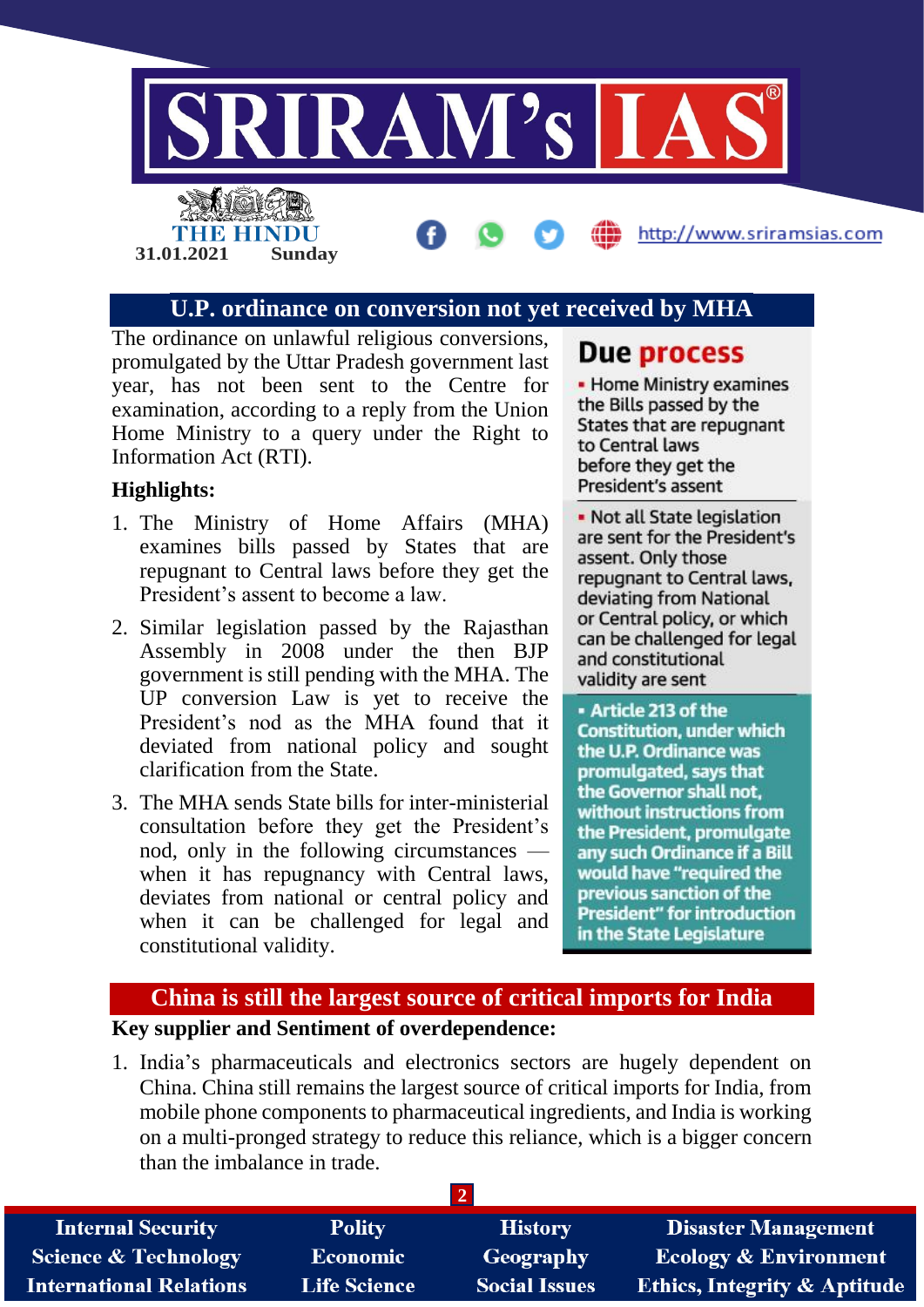## U.P. ordinance on conversion not yet received by MHA

The ordinance on unlawful religious conversions, promulgated by the Uttar Pradesh government last year, has not been sent to the Centre for examination, according to a reply from the Union Home Ministry to a query under the Right to Information Act (RTI).

**Highlights:**

1. The Ministry of Home Affairs (MHA) examines bills passed by States that are repugnant to Central laws before they get the President's assent to become a law.
2. Similar legislation passed by the Rajasthan Assembly in 2008 under the then BJP government is still pending with the MHA. The UP conversion Law is yet to receive the President's nod as the MHA found that it deviated from national policy and sought clarification from the State.
3. The MHA sends State bills for inter-ministerial consultation before they get the President's nod, only in the following circumstances — when it has repugnancy with Central laws, deviates from national or central policy and when it can be challenged for legal and constitutional validity.

### Due process

- Home Ministry examines the Bills passed by the States that are repugnant to Central laws before they get the President's assent
- Not all State legislation are sent for the President's assent. Only those repugnant to Central laws, deviating from National or Central policy, or which can be challenged for legal and constitutional validity are sent
- Article 213 of the Constitution, under which the U.P. Ordinance was promulgated, says that the Governor shall not, without instructions from the President, promulgate any such Ordinance if a Bill would have "required the previous sanction of the President" for introduction in the State Legislature

## China is still the largest source of critical imports for India

**Key supplier and Sentiment of overdependence:**

1. India's pharmaceuticals and electronics sectors are hugely dependent on China. China still remains the largest source of critical imports for India, from mobile phone components to pharmaceutical ingredients, and India is working on a multi-pronged strategy to reduce this reliance, which is a bigger concern than the imbalance in trade.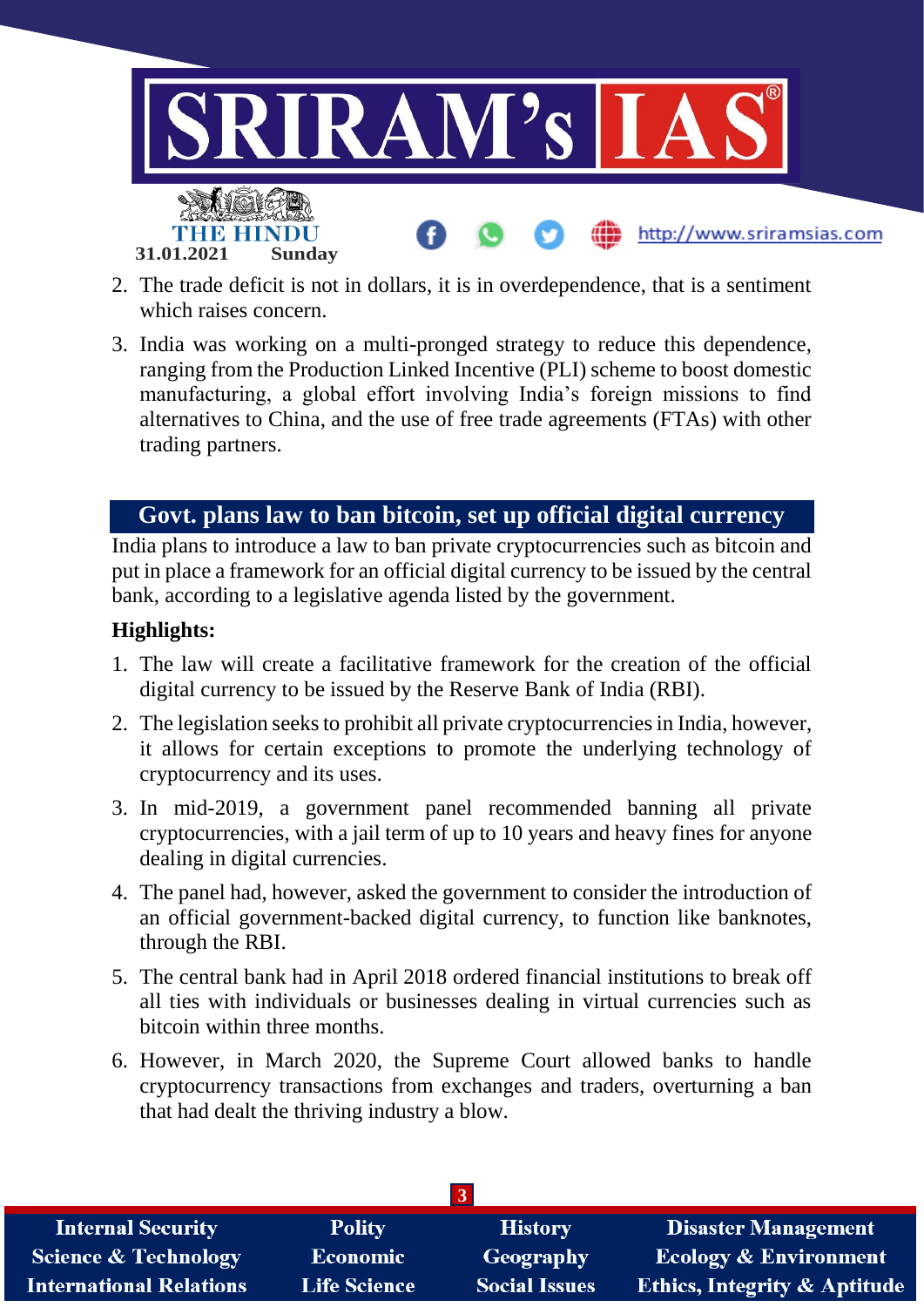2. The trade deficit is not in dollars, it is in overdependence, that is a sentiment which raises concern.
3. India was working on a multi-pronged strategy to reduce this dependence, ranging from the Production Linked Incentive (PLI) scheme to boost domestic manufacturing, a global effort involving India's foreign missions to find alternatives to China, and the use of free trade agreements (FTAs) with other trading partners.

## Govt. plans law to ban bitcoin, set up official digital currency

India plans to introduce a law to ban private cryptocurrencies such as bitcoin and put in place a framework for an official digital currency to be issued by the central bank, according to a legislative agenda listed by the government.

**Highlights:**

1. The law will create a facilitative framework for the creation of the official digital currency to be issued by the Reserve Bank of India (RBI).
2. The legislation seeks to prohibit all private cryptocurrencies in India, however, it allows for certain exceptions to promote the underlying technology of cryptocurrency and its uses.
3. In mid-2019, a government panel recommended banning all private cryptocurrencies, with a jail term of up to 10 years and heavy fines for anyone dealing in digital currencies.
4. The panel had, however, asked the government to consider the introduction of an official government-backed digital currency, to function like banknotes, through the RBI.
5. The central bank had in April 2018 ordered financial institutions to break off all ties with individuals or businesses dealing in virtual currencies such as bitcoin within three months.
6. However, in March 2020, the Supreme Court allowed banks to handle cryptocurrency transactions from exchanges and traders, overturning a ban that had dealt the thriving industry a blow.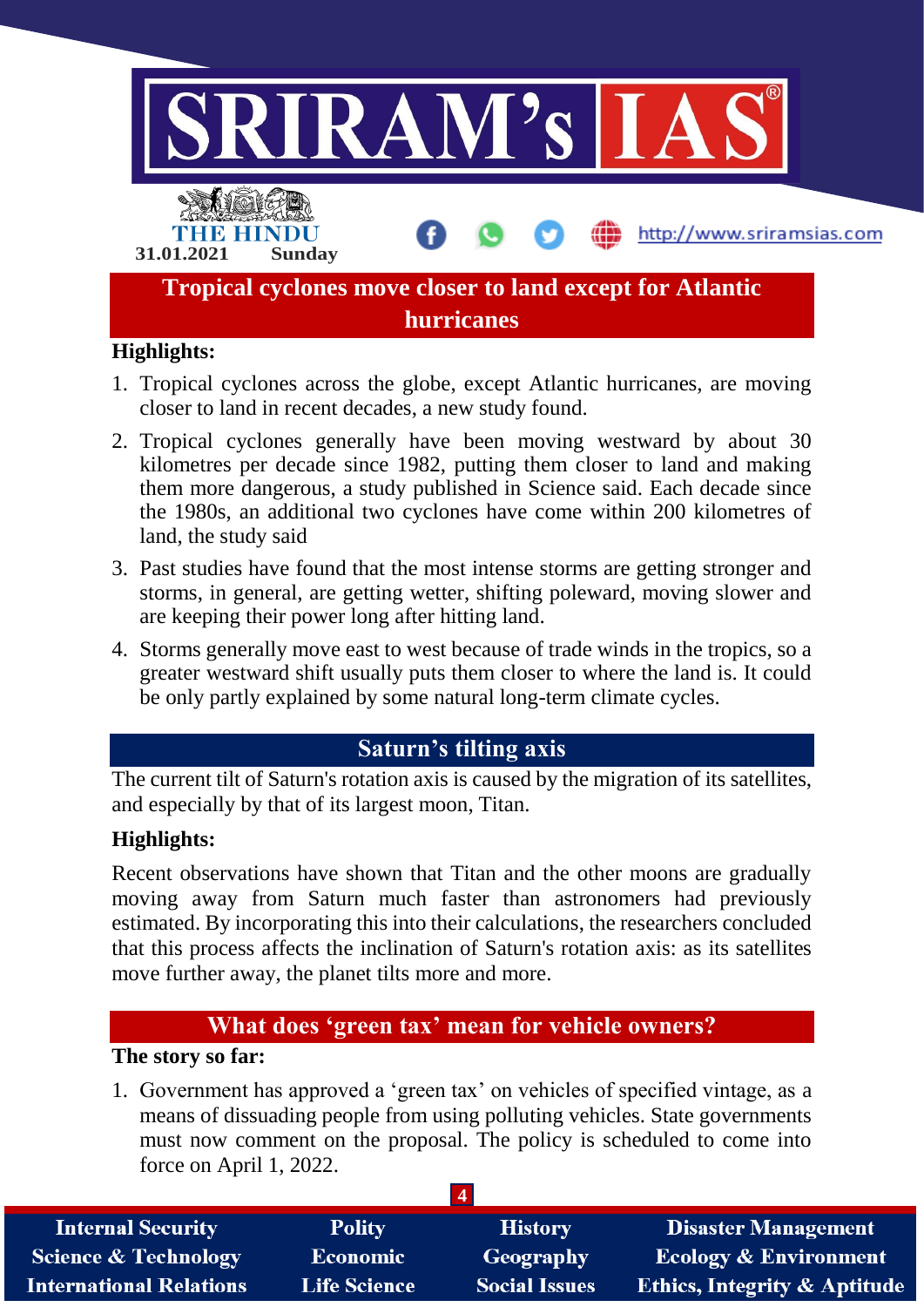## Tropical cyclones move closer to land except for Atlantic hurricanes

**Highlights:**

1. Tropical cyclones across the globe, except Atlantic hurricanes, are moving closer to land in recent decades, a new study found.
2. Tropical cyclones generally have been moving westward by about 30 kilometres per decade since 1982, putting them closer to land and making them more dangerous, a study published in Science said. Each decade since the 1980s, an additional two cyclones have come within 200 kilometres of land, the study said
3. Past studies have found that the most intense storms are getting stronger and storms, in general, are getting wetter, shifting poleward, moving slower and are keeping their power long after hitting land.
4. Storms generally move east to west because of trade winds in the tropics, so a greater westward shift usually puts them closer to where the land is. It could be only partly explained by some natural long-term climate cycles.

## Saturn's tilting axis

The current tilt of Saturn's rotation axis is caused by the migration of its satellites, and especially by that of its largest moon, Titan.

**Highlights:**

Recent observations have shown that Titan and the other moons are gradually moving away from Saturn much faster than astronomers had previously estimated. By incorporating this into their calculations, the researchers concluded that this process affects the inclination of Saturn's rotation axis: as its satellites move further away, the planet tilts more and more.

## What does 'green tax' mean for vehicle owners?

**The story so far:**

1. Government has approved a 'green tax' on vehicles of specified vintage, as a means of dissuading people from using polluting vehicles. State governments must now comment on the proposal. The policy is scheduled to come into force on April 1, 2022.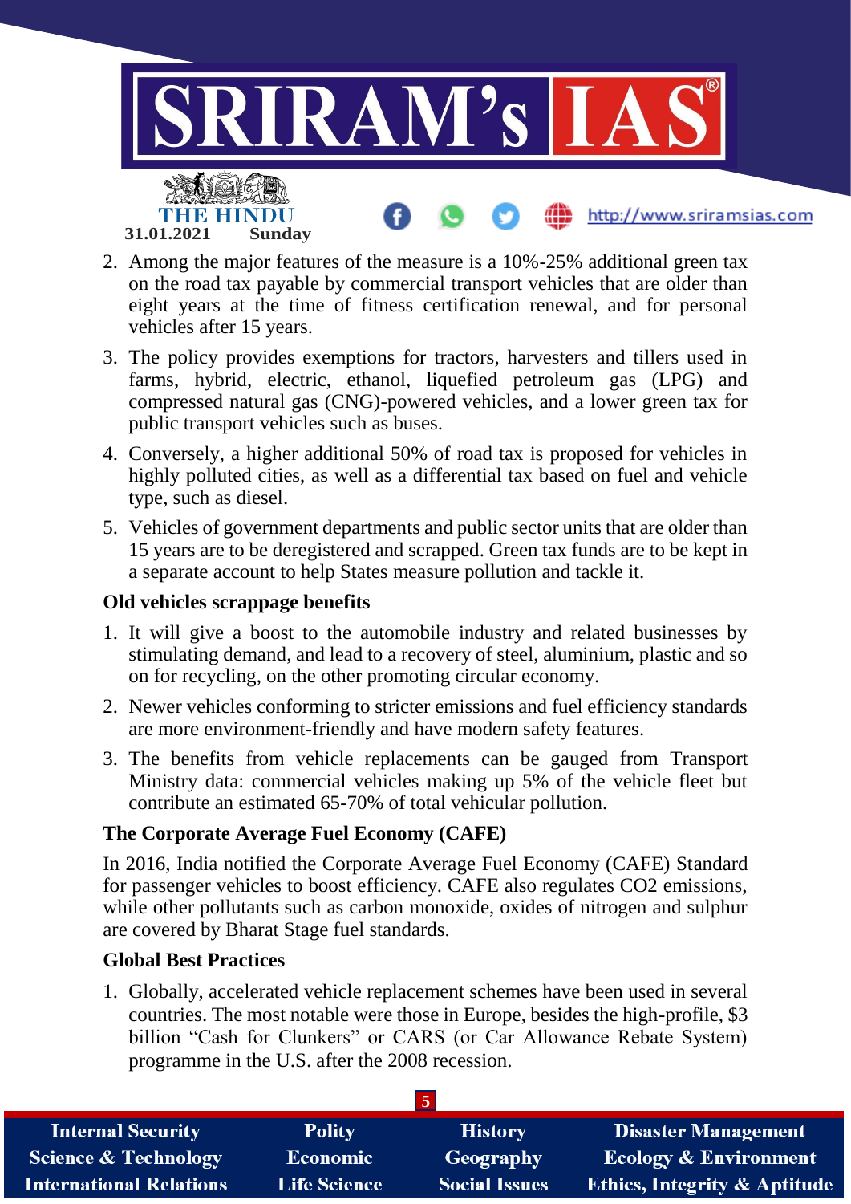2. Among the major features of the measure is a 10%-25% additional green tax on the road tax payable by commercial transport vehicles that are older than eight years at the time of fitness certification renewal, and for personal vehicles after 15 years.
3. The policy provides exemptions for tractors, harvesters and tillers used in farms, hybrid, electric, ethanol, liquefied petroleum gas (LPG) and compressed natural gas (CNG)-powered vehicles, and a lower green tax for public transport vehicles such as buses.
4. Conversely, a higher additional 50% of road tax is proposed for vehicles in highly polluted cities, as well as a differential tax based on fuel and vehicle type, such as diesel.
5. Vehicles of government departments and public sector units that are older than 15 years are to be deregistered and scrapped. Green tax funds are to be kept in a separate account to help States measure pollution and tackle it.

### Old vehicles scrappage benefits

1. It will give a boost to the automobile industry and related businesses by stimulating demand, and lead to a recovery of steel, aluminium, plastic and so on for recycling, on the other promoting circular economy.
2. Newer vehicles conforming to stricter emissions and fuel efficiency standards are more environment-friendly and have modern safety features.
3. The benefits from vehicle replacements can be gauged from Transport Ministry data: commercial vehicles making up 5% of the vehicle fleet but contribute an estimated 65-70% of total vehicular pollution.

### The Corporate Average Fuel Economy (CAFE)

In 2016, India notified the Corporate Average Fuel Economy (CAFE) Standard for passenger vehicles to boost efficiency. CAFE also regulates $CO_2$ emissions, while other pollutants such as carbon monoxide, oxides of nitrogen and sulphur are covered by Bharat Stage fuel standards.

### Global Best Practices

1. Globally, accelerated vehicle replacement schemes have been used in several countries. The most notable were those in Europe, besides the high-profile, $3 billion "Cash for Clunkers" or CARS (or Car Allowance Rebate System) programme in the U.S. after the 2008 recession.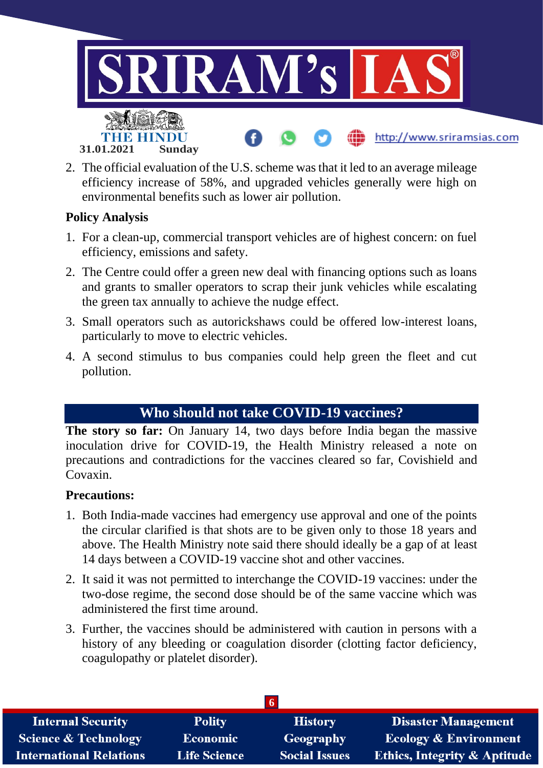2. The official evaluation of the U.S. scheme was that it led to an average mileage efficiency increase of 58%, and upgraded vehicles generally were high on environmental benefits such as lower air pollution.

**Policy Analysis**

1. For a clean-up, commercial transport vehicles are of highest concern: on fuel efficiency, emissions and safety.
2. The Centre could offer a green new deal with financing options such as loans and grants to smaller operators to scrap their junk vehicles while escalating the green tax annually to achieve the nudge effect.
3. Small operators such as autorickshaws could be offered low-interest loans, particularly to move to electric vehicles.
4. A second stimulus to bus companies could help green the fleet and cut pollution.

## Who should not take COVID-19 vaccines?

**The story so far:** On January 14, two days before India began the massive inoculation drive for COVID-19, the Health Ministry released a note on precautions and contradictions for the vaccines cleared so far, Covishield and Covaxin.

**Precautions:**

1. Both India-made vaccines had emergency use approval and one of the points the circular clarified is that shots are to be given only to those 18 years and above. The Health Ministry note said there should ideally be a gap of at least 14 days between a COVID-19 vaccine shot and other vaccines.
2. It said it was not permitted to interchange the COVID-19 vaccines: under the two-dose regime, the second dose should be of the same vaccine which was administered the first time around.
3. Further, the vaccines should be administered with caution in persons with a history of any bleeding or coagulation disorder (clotting factor deficiency, coagulopathy or platelet disorder).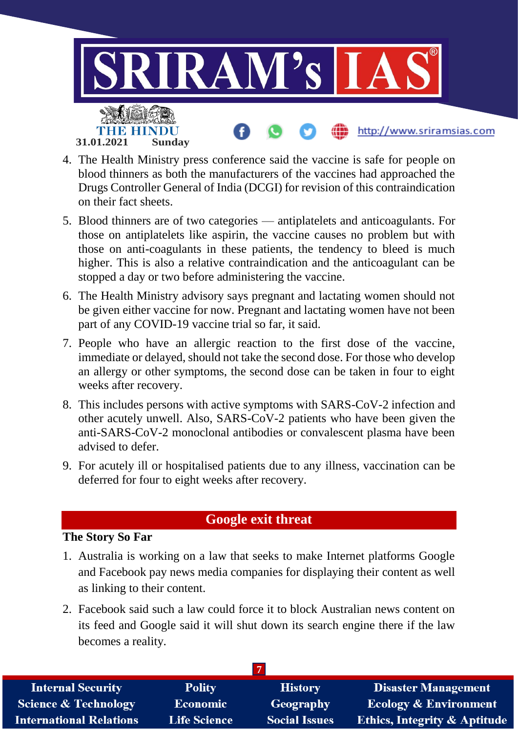4. The Health Ministry press conference said the vaccine is safe for people on blood thinners as both the manufacturers of the vaccines had approached the Drugs Controller General of India (DCGI) for revision of this contraindication on their fact sheets.
5. Blood thinners are of two categories — antiplatelets and anticoagulants. For those on antiplatelets like aspirin, the vaccine causes no problem but with those on anti-coagulants in these patients, the tendency to bleed is much higher. This is also a relative contraindication and the anticoagulant can be stopped a day or two before administering the vaccine.
6. The Health Ministry advisory says pregnant and lactating women should not be given either vaccine for now. Pregnant and lactating women have not been part of any COVID-19 vaccine trial so far, it said.
7. People who have an allergic reaction to the first dose of the vaccine, immediate or delayed, should not take the second dose. For those who develop an allergy or other symptoms, the second dose can be taken in four to eight weeks after recovery.
8. This includes persons with active symptoms with SARS-CoV-2 infection and other acutely unwell. Also, SARS-CoV-2 patients who have been given the anti-SARS-CoV-2 monoclonal antibodies or convalescent plasma have been advised to defer.
9. For acutely ill or hospitalised patients due to any illness, vaccination can be deferred for four to eight weeks after recovery.

## Google exit threat

**The Story So Far**

1. Australia is working on a law that seeks to make Internet platforms Google and Facebook pay news media companies for displaying their content as well as linking to their content.
2. Facebook said such a law could force it to block Australian news content on its feed and Google said it will shut down its search engine there if the law becomes a reality.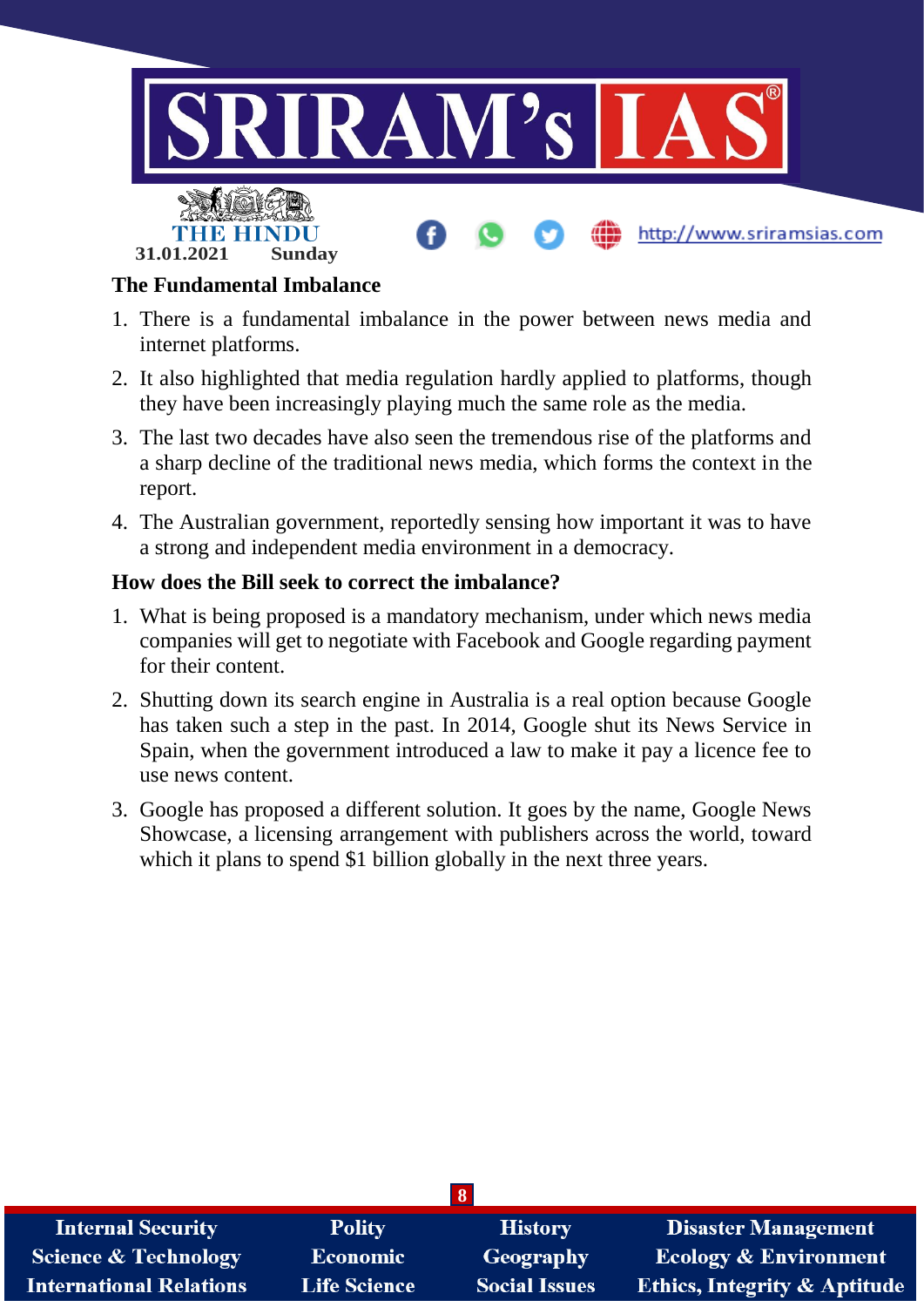### The Fundamental Imbalance

1. There is a fundamental imbalance in the power between news media and internet platforms.
2. It also highlighted that media regulation hardly applied to platforms, though they have been increasingly playing much the same role as the media.
3. The last two decades have also seen the tremendous rise of the platforms and a sharp decline of the traditional news media, which forms the context in the report.
4. The Australian government, reportedly sensing how important it was to have a strong and independent media environment in a democracy.

### How does the Bill seek to correct the imbalance?

1. What is being proposed is a mandatory mechanism, under which news media companies will get to negotiate with Facebook and Google regarding payment for their content.
2. Shutting down its search engine in Australia is a real option because Google has taken such a step in the past. In 2014, Google shut its News Service in Spain, when the government introduced a law to make it pay a licence fee to use news content.
3. Google has proposed a different solution. It goes by the name, Google News Showcase, a licensing arrangement with publishers across the world, toward which it plans to spend $1 billion globally in the next three years.